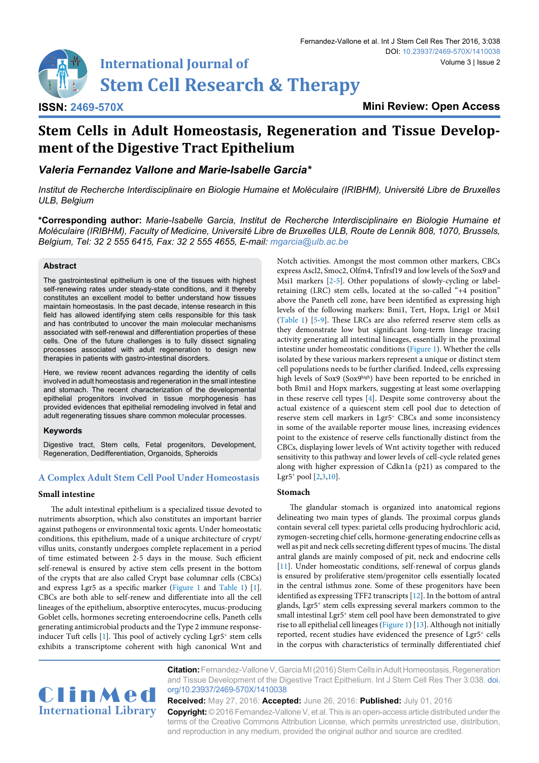**Mini Review: Open Access**

# Stem Cells in Adult Homeostasis, Regeneration and Tissue Development of the Digestive Tract Epithelium

***Valeria Fernandez Vallone and Marie-Isabelle Garcia****

*Institut de Recherche Interdisciplinaire en Biologie Humaine et Moléculaire (IRIBHM), Université Libre de Bruxelles ULB, Belgium*

**\*Corresponding author:** *Marie-Isabelle Garcia, Institut de Recherche Interdisciplinaire en Biologie Humaine et Moléculaire (IRIBHM), Faculty of Medicine, Université Libre de Bruxelles ULB, Route de Lennik 808, 1070, Brussels, Belgium, Tel: 32 2 555 6415, Fax: 32 2 555 4655, E-mail: mgarcia@ulb.ac.be*

## Abstract

The gastrointestinal epithelium is one of the tissues with highest self-renewing rates under steady-state conditions, and it thereby constitutes an excellent model to better understand how tissues maintain homeostasis. In the past decade, intense research in this field has allowed identifying stem cells responsible for this task and has contributed to uncover the main molecular mechanisms associated with self-renewal and differentiation properties of these cells. One of the future challenges is to fully dissect signaling processes associated with adult regeneration to design new therapies in patients with gastro-intestinal disorders.

Here, we review recent advances regarding the identity of cells involved in adult homeostasis and regeneration in the small intestine and stomach. The recent characterization of the developmental epithelial progenitors involved in tissue morphogenesis has provided evidences that epithelial remodeling involved in fetal and adult regenerating tissues share common molecular processes.

## Keywords

Digestive tract, Stem cells, Fetal progenitors, Development, Regeneration, Dedifferentiation, Organoids, Spheroids

## A Complex Adult Stem Cell Pool Under Homeostasis

### Small intestine

The adult intestinal epithelium is a specialized tissue devoted to nutriments absorption, which also constitutes an important barrier against pathogens or environmental toxic agents. Under homeostatic conditions, this epithelium, made of a unique architecture of crypt/villus units, constantly undergoes complete replacement in a period of time estimated between 2-5 days in the mouse. Such efficient self-renewal is ensured by active stem cells present in the bottom of the crypts that are also called Crypt base columnar cells (CBCs) and express Lgr5 as a specific marker (Figure 1 and Table 1) [1]. CBCs are both able to self-renew and differentiate into all the cell lineages of the epithelium, absorptive enterocytes, mucus-producing Goblet cells, hormones secreting enteroendocrine cells, Paneth cells generating antimicrobial products and the Type 2 immune response-inducer Tuft cells [1]. This pool of actively cycling Lgr5$^+$ stem cells exhibits a transcriptome coherent with high canonical Wnt and Notch activities. Amongst the most common other markers, CBCs express Ascl2, Smoc2, Olfm4, Tnfrsf19 and low levels of the Sox9 and Msi1 markers [2-5]. Other populations of slowly-cycling or label-retaining (LRC) stem cells, located at the so-called "+4 position" above the Paneth cell zone, have been identified as expressing high levels of the following markers: Bmi1, Tert, Hopx, Lrig1 or Msi1 (Table 1) [5-9]. These LRCs are also referred reserve stem cells as they demonstrate low but significant long-term lineage tracing activity generating all intestinal lineages, essentially in the proximal intestine under homeostatic conditions (Figure 1). Whether the cells isolated by these various markers represent a unique or distinct stem cell populations needs to be further clarified. Indeed, cells expressing high levels of Sox9 (Sox9$^{high}$) have been reported to be enriched in both Bmi1 and Hopx markers, suggesting at least some overlapping in these reserve cell types [4]. Despite some controversy about the actual existence of a quiescent stem cell pool due to detection of reserve stem cell markers in Lgr5$^+$ CBCs and some inconsistency in some of the available reporter mouse lines, increasing evidences point to the existence of reserve cells functionally distinct from the CBCs, displaying lower levels of Wnt activity together with reduced sensitivity to this pathway and lower levels of cell-cycle related genes along with higher expression of Cdkn1a (p21) as compared to the Lgr5$^+$ pool [2,3,10].

### Stomach

The glandular stomach is organized into anatomical regions delineating two main types of glands. The proximal corpus glands contain several cell types: parietal cells producing hydrochloric acid, zymogen-secreting chief cells, hormone-generating endocrine cells as well as pit and neck cells secreting different types of mucins. The distal antral glands are mainly composed of pit, neck and endocrine cells [11]. Under homeostatic conditions, self-renewal of corpus glands is ensured by proliferative stem/progenitor cells essentially located in the central isthmus zone. Some of these progenitors have been identified as expressing TFF2 transcripts [12]. In the bottom of antral glands, Lgr5$^+$ stem cells expressing several markers common to the small intestinal Lgr5$^+$ stem cell pool have been demonstrated to give rise to all epithelial cell lineages (Figure 1) [13]. Although not initially reported, recent studies have evidenced the presence of Lgr5$^+$ cells in the corpus with characteristics of terminally differentiated chief

**Citation:** Fernandez-Vallone V, Garcia MI (2016) Stem Cells in Adult Homeostasis, Regeneration and Tissue Development of the Digestive Tract Epithelium. Int J Stem Cell Res Ther 3:038. doi.org/10.23937/2469-570X/1410038

**Received:** May 27, 2016: **Accepted:** June 26, 2016: **Published:** July 01, 2016

**Copyright:** © 2016 Fernandez-Vallone V, et al. This is an open-access article distributed under the terms of the Creative Commons Attribution License, which permits unrestricted use, distribution, and reproduction in any medium, provided the original author and source are credited.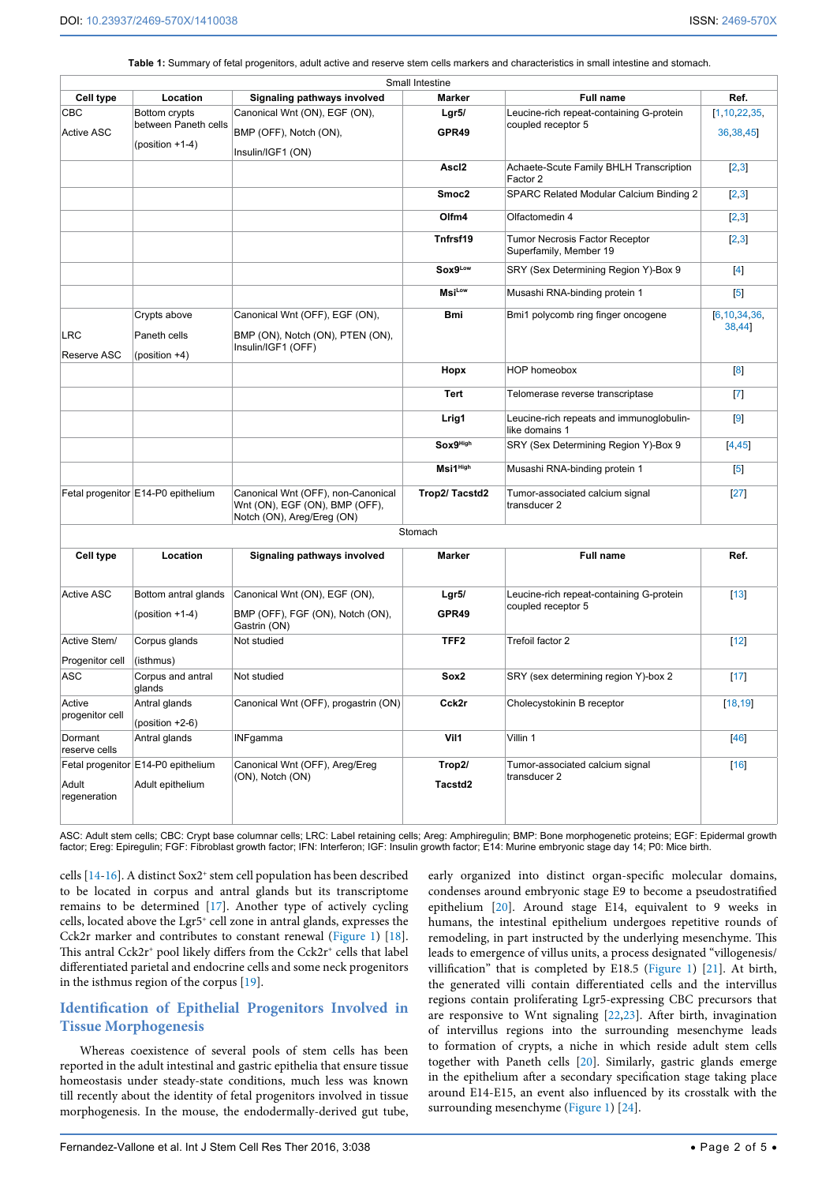**Table 1:** Summary of fetal progenitors, adult active and reserve stem cells markers and characteristics in small intestine and stomach.

| Small Intestine | | | | | |
|---|---|---|---|---|---|
| **Cell type** | **Location** | **Signaling pathways involved** | **Marker** | **Full name** | **Ref.** |
| CBC<br>Active ASC | Bottom crypts between Paneth cells<br>(position +1-4) | Canonical Wnt (ON), EGF (ON),<br>BMP (OFF), Notch (ON),<br>Insulin/IGF1 (ON) | **Lgr5/ GPR49** | Leucine-rich repeat-containing G-protein coupled receptor 5 | [1,10,22,35, 36,38,45] |
| | | | **Ascl2** | Achaete-Scute Family BHLH Transcription Factor 2 | [2,3] |
| | | | **Smoc2** | SPARC Related Modular Calcium Binding 2 | [2,3] |
| | | | **Olfm4** | Olfactomedin 4 | [2,3] |
| | | | **Tnfrsf19** | Tumor Necrosis Factor Receptor Superfamily, Member 19 | [2,3] |
| | | | **Sox9$^{Low}$** | SRY (Sex Determining Region Y)-Box 9 | [4] |
| | | | **Msi$^{Low}$** | Musashi RNA-binding protein 1 | [5] |
| LRC<br>Reserve ASC | Crypts above Paneth cells<br>(position +4) | Canonical Wnt (OFF), EGF (ON),<br>BMP (ON), Notch (ON), PTEN (ON), Insulin/IGF1 (OFF) | **Bmi** | Bmi1 polycomb ring finger oncogene | [6,10,34,36, 38,44] |
| | | | **Hopx** | HOP homeobox | [8] |
| | | | **Tert** | Telomerase reverse transcriptase | [7] |
| | | | **Lrig1** | Leucine-rich repeats and immunoglobulin-like domains 1 | [9] |
| | | | **Sox9$^{High}$** | SRY (Sex Determining Region Y)-Box 9 | [4,45] |
| | | | **Msi1$^{High}$** | Musashi RNA-binding protein 1 | [5] |
| Fetal progenitor | E14-P0 epithelium | Canonical Wnt (OFF), non-Canonical Wnt (ON), EGF (ON), BMP (OFF), Notch (ON), Areg/Ereg (ON) | **Trop2/ Tacstd2** | Tumor-associated calcium signal transducer 2 | [27] |
| Stomach | | | | | |
| **Cell type** | **Location** | **Signaling pathways involved** | **Marker** | **Full name** | **Ref.** |
| Active ASC | Bottom antral glands<br>(position +1-4) | Canonical Wnt (ON), EGF (ON),<br>BMP (OFF), FGF (ON), Notch (ON), Gastrin (ON) | **Lgr5/ GPR49** | Leucine-rich repeat-containing G-protein coupled receptor 5 | [13] |
| Active Stem/ Progenitor cell | Corpus glands (isthmus) | Not studied | **TFF2** | Trefoil factor 2 | [12] |
| ASC | Corpus and antral glands | Not studied | **Sox2** | SRY (sex determining region Y)-box 2 | [17] |
| Active progenitor cell | Antral glands<br>(position +2-6) | Canonical Wnt (OFF), progastrin (ON) | **Cck2r** | Cholecystokinin B receptor | [18,19] |
| Dormant reserve cells | Antral glands | INFgamma | **Vil1** | Villin 1 | [46] |
| Fetal progenitor<br>Adult regeneration | E14-P0 epithelium<br>Adult epithelium | Canonical Wnt (OFF), Areg/Ereg (ON), Notch (ON) | **Trop2/ Tacstd2** | Tumor-associated calcium signal transducer 2 | [16] |

ASC: Adult stem cells; CBC: Crypt base columnar cells; LRC: Label retaining cells; Areg: Amphiregulin; BMP: Bone morphogenetic proteins; EGF: Epidermal growth factor; Ereg: Epiregulin; FGF: Fibroblast growth factor; IFN: Interferon; IGF: Insulin growth factor; E14: Murine embryonic stage day 14; P0: Mice birth.

cells [14-16]. A distinct Sox2$^+$ stem cell population has been described to be located in corpus and antral glands but its transcriptome remains to be determined [17]. Another type of actively cycling cells, located above the Lgr5$^+$ cell zone in antral glands, expresses the Cck2r marker and contributes to constant renewal (Figure 1) [18]. This antral Cck2r$^+$ pool likely differs from the Cck2r$^+$ cells that label differentiated parietal and endocrine cells and some neck progenitors in the isthmus region of the corpus [19].

## Identification of Epithelial Progenitors Involved in Tissue Morphogenesis

Whereas coexistence of several pools of stem cells has been reported in the adult intestinal and gastric epithelia that ensure tissue homeostasis under steady-state conditions, much less was known till recently about the identity of fetal progenitors involved in tissue morphogenesis. In the mouse, the endodermally-derived gut tube, early organized into distinct organ-specific molecular domains, condenses around embryonic stage E9 to become a pseudostratified epithelium [20]. Around stage E14, equivalent to 9 weeks in humans, the intestinal epithelium undergoes repetitive rounds of remodeling, in part instructed by the underlying mesenchyme. This leads to emergence of villus units, a process designated "villogenesis/villification" that is completed by E18.5 (Figure 1) [21]. At birth, the generated villi contain differentiated cells and the intervillus regions contain proliferating Lgr5-expressing CBC precursors that are responsive to Wnt signaling [22,23]. After birth, invagination of intervillus regions into the surrounding mesenchyme leads to formation of crypts, a niche in which reside adult stem cells together with Paneth cells [20]. Similarly, gastric glands emerge in the epithelium after a secondary specification stage taking place around E14-E15, an event also influenced by its crosstalk with the surrounding mesenchyme (Figure 1) [24].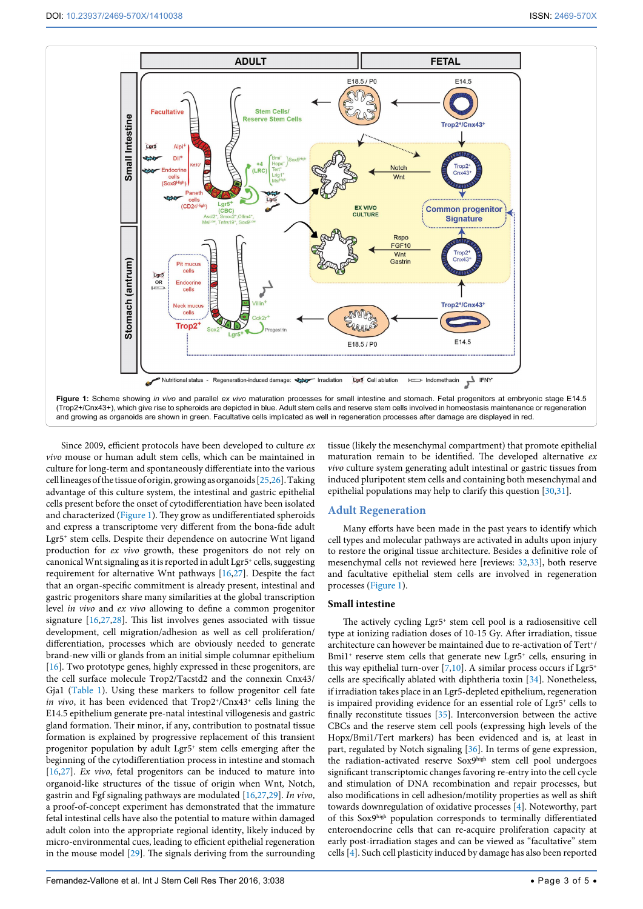**Figure 1:** Scheme showing *in vivo* and parallel *ex vivo* maturation processes for small intestine and stomach. Fetal progenitors at embryonic stage E14.5 (Trop2+/Cnx43+), which give rise to spheroids are depicted in blue. Adult stem cells and reserve stem cells involved in homeostasis maintenance or regeneration and growing as organoids are shown in green. Facultative cells implicated as well in regeneration processes after damage are displayed in red.

Since 2009, efficient protocols have been developed to culture *ex vivo* mouse or human adult stem cells, which can be maintained in culture for long-term and spontaneously differentiate into the various cell lineages of the tissue of origin, growing as organoids [25,26]. Taking advantage of this culture system, the intestinal and gastric epithelial cells present before the onset of cytodifferentiation have been isolated and characterized (Figure 1). They grow as undifferentiated spheroids and express a transcriptome very different from the bona-fide adult Lgr5⁺ stem cells. Despite their dependence on autocrine Wnt ligand production for *ex vivo* growth, these progenitors do not rely on canonical Wnt signaling as it is reported in adult Lgr5⁺ cells, suggesting requirement for alternative Wnt pathways [16,27]. Despite the fact that an organ-specific commitment is already present, intestinal and gastric progenitors share many similarities at the global transcription level *in vivo* and *ex vivo* allowing to define a common progenitor signature [16,27,28]. This list involves genes associated with tissue development, cell migration/adhesion as well as cell proliferation/differentiation, processes which are obviously needed to generate brand-new villi or glands from an initial simple columnar epithelium [16]. Two prototype genes, highly expressed in these progenitors, are the cell surface molecule Trop2/Tacstd2 and the connexin Cnx43/Gja1 (Table 1). Using these markers to follow progenitor cell fate *in vivo*, it has been evidenced that Trop2⁺/Cnx43⁺ cells lining the E14.5 epithelium generate pre-natal intestinal villogenesis and gastric gland formation. Their minor, if any, contribution to postnatal tissue formation is explained by progressive replacement of this transient progenitor population by adult Lgr5⁺ stem cells emerging after the beginning of the cytodifferentiation process in intestine and stomach [16,27]. *Ex vivo*, fetal progenitors can be induced to mature into organoid-like structures of the tissue of origin when Wnt, Notch, gastrin and Fgf signaling pathways are modulated [16,27,29]. *In vivo*, a proof-of-concept experiment has demonstrated that the immature fetal intestinal cells have also the potential to mature within damaged adult colon into the appropriate regional identity, likely induced by micro-environmental cues, leading to efficient epithelial regeneration in the mouse model [29]. The signals deriving from the surrounding tissue (likely the mesenchymal compartment) that promote epithelial maturation remain to be identified. The developed alternative *ex vivo* culture system generating adult intestinal or gastric tissues from induced pluripotent stem cells and containing both mesenchymal and epithelial populations may help to clarify this question [30,31].

## Adult Regeneration

Many efforts have been made in the past years to identify which cell types and molecular pathways are activated in adults upon injury to restore the original tissue architecture. Besides a definitive role of mesenchymal cells not reviewed here [reviews: 32,33], both reserve and facultative epithelial stem cells are involved in regeneration processes (Figure 1).

### Small intestine

The actively cycling Lgr5⁺ stem cell pool is a radiosensitive cell type at ionizing radiation doses of 10-15 Gy. After irradiation, tissue architecture can however be maintained due to re-activation of Tert⁺/Bmi1⁺ reserve stem cells that generate new Lgr5⁺ cells, ensuring in this way epithelial turn-over [7,10]. A similar process occurs if Lgr5⁺ cells are specifically ablated with diphtheria toxin [34]. Nonetheless, if irradiation takes place in an Lgr5-depleted epithelium, regeneration is impaired providing evidence for an essential role of Lgr5⁺ cells to finally reconstitute tissues [35]. Interconversion between the active CBCs and the reserve stem cell pools (expressing high levels of the Hopx/Bmi1/Tert markers) has been evidenced and is, at least in part, regulated by Notch signaling [36]. In terms of gene expression, the radiation-activated reserve Sox9$^{high}$ stem cell pool undergoes significant transcriptomic changes favoring re-entry into the cell cycle and stimulation of DNA recombination and repair processes, but also modifications in cell adhesion/motility properties as well as shift towards downregulation of oxidative processes [4]. Noteworthy, part of this Sox9$^{high}$ population corresponds to terminally differentiated enteroendocrine cells that can re-acquire proliferation capacity at early post-irradiation stages and can be viewed as "facultative" stem cells [4]. Such cell plasticity induced by damage has also been reported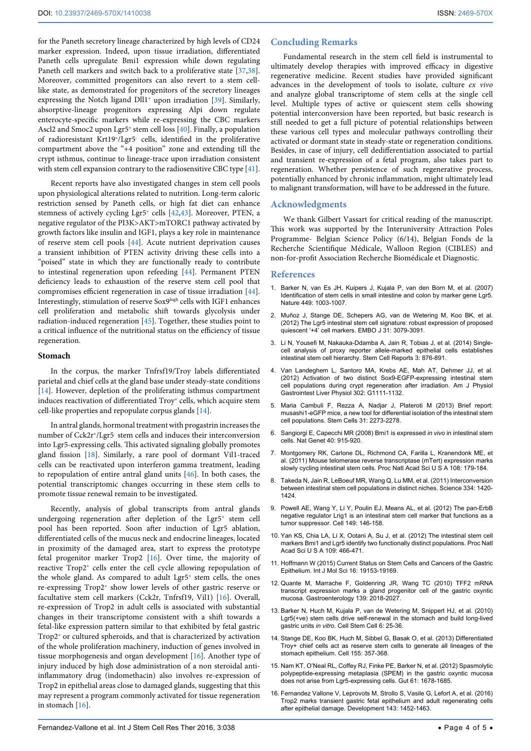for the Paneth secretory lineage characterized by high levels of CD24 marker expression. Indeed, upon tissue irradiation, differentiated Paneth cells upregulate Bmi1 expression while down regulating Paneth cell markers and switch back to a proliferative state [37,38]. Moreover, committed progenitors can also revert to a stem cell-like state, as demonstrated for progenitors of the secretory lineages expressing the Notch ligand Dll1$^+$ upon irradiation [39]. Similarly, absorptive-lineage progenitors expressing Alpi down regulate enterocyte-specific markers while re-expressing the CBC markers Ascl2 and Smoc2 upon Lgr5$^+$ stem cell loss [40]. Finally, a population of radioresistant Krt19$^+$/Lgr5$^-$ cells, identified in the proliferative compartment above the "+4 position" zone and extending till the crypt isthmus, continue to lineage-trace upon irradiation consistent with stem cell expansion contrary to the radiosensitive CBC type [41].

Recent reports have also investigated changes in stem cell pools upon physiological alterations related to nutrition. Long-term caloric restriction sensed by Paneth cells, or high fat diet can enhance stemness of actively cycling Lgr5$^+$ cells [42,43]. Moreover, PTEN, a negative regulator of the PI3K>AKT>mTORC1 pathway activated by growth factors like insulin and IGF1, plays a key role in maintenance of reserve stem cell pools [44]. Acute nutrient deprivation causes a transient inhibition of PTEN activity driving these cells into a "poised" state in which they are functionally ready to contribute to intestinal regeneration upon refeeding [44]. Permanent PTEN deficiency leads to exhaustion of the reserve stem cell pool that compromises efficient regeneration in case of tissue irradiation [44]. Interestingly, stimulation of reserve Sox9$^{high}$ cells with IGF1 enhances cell proliferation and metabolic shift towards glycolysis under radiation-induced regeneration [45]. Together, these studies point to a critical influence of the nutritional status on the efficiency of tissue regeneration.

### Stomach

In the corpus, the marker Tnfrsf19/Troy labels differentiated parietal and chief cells at the gland base under steady-state conditions [14]. However, depletion of the proliferating isthmus compartment induces reactivation of differentiated Troy$^+$ cells, which acquire stem cell-like properties and repopulate corpus glands [14].

In antral glands, hormonal treatment with progastrin increases the number of Cck2r$^+$/Lgr5$^-$ stem cells and induces their interconversion into Lgr5-expressing cells. This activated signaling globally promotes gland fission [18]. Similarly, a rare pool of dormant Vil1-traced cells can be reactivated upon interferon gamma treatment, leading to repopulation of entire antral gland units [46]. In both cases, the potential transcriptomic changes occurring in these stem cells to promote tissue renewal remain to be investigated.

Recently, analysis of global transcripts from antral glands undergoing regeneration after depletion of the Lgr5$^+$ stem cell pool has been reported. Soon after induction of Lgr5 ablation, differentiated cells of the mucus neck and endocrine lineages, located in proximity of the damaged area, start to express the prototype fetal progenitor marker Trop2 [16]. Over time, the majority of reactive Trop2$^+$ cells enter the cell cycle allowing repopulation of the whole gland. As compared to adult Lgr5$^+$ stem cells, the ones re-expressing Trop2$^+$ show lower levels of other gastric reserve or facultative stem cell markers (Cck2r, Tnfrsf19, Vil1) [16]. Overall, re-expression of Trop2 in adult cells is associated with substantial changes in their transcriptome consistent with a shift towards a fetal-like expression pattern similar to that exhibited by fetal gastric Trop2$^+$ or cultured spheroids, and that is characterized by activation of the whole proliferation machinery, induction of genes involved in tissue morphogenesis and organ development [16]. Another type of injury induced by high dose administration of a non steroidal anti-inflammatory drug (indomethacin) also involves re-expression of Trop2 in epithelial areas close to damaged glands, suggesting that this may represent a program commonly activated for tissue regeneration in stomach [16].

## Concluding Remarks

Fundamental research in the stem cell field is instrumental to ultimately develop therapies with improved efficacy in digestive regenerative medicine. Recent studies have provided significant advances in the development of tools to isolate, culture *ex vivo* and analyze global transcriptome of stem cells at the single cell level. Multiple types of active or quiescent stem cells showing potential interconversion have been reported, but basic research is still needed to get a full picture of potential relationships between these various cell types and molecular pathways controlling their activated or dormant state in steady-state or regeneration conditions. Besides, in case of injury, cell dedifferentiation associated to partial and transient re-expression of a fetal program, also takes part to regeneration. Whether persistence of such regenerative process, potentially enhanced by chronic inflammation, might ultimately lead to malignant transformation, will have to be addressed in the future.

## Acknowledgments

We thank Gilbert Vassart for critical reading of the manuscript. This work was supported by the Interuniversity Attraction Poles Programme- Belgian Science Policy (6/14), Belgian Fonds de la Recherche Scientifique Médicale, Walloon Region (CIBLES) and non-for-profit Association Recherche Biomédicale et Diagnostic.

## References

1. Barker N, van Es JH, Kuipers J, Kujala P, van den Born M, et al. (2007) Identification of stem cells in small intestine and colon by marker gene Lgr5. Nature 449: 1003-1007.
2. Muñoz J, Stange DE, Schepers AG, van de Wetering M, Koo BK, et al. (2012) The Lgr5 intestinal stem cell signature: robust expression of proposed quiescent '+4' cell markers. EMBO J 31: 3079-3091.
3. Li N, Yousefi M, Nakauka-Ddamba A, Jain R, Tobias J, et al. (2014) Single-cell analysis of proxy reporter allele-marked epithelial cells establishes intestinal stem cell hierarchy. Stem Cell Reports 3: 876-891.
4. Van Landeghem L, Santoro MA, Krebs AE, Mah AT, Dehmer JJ, et al. (2012) Activation of two distinct Sox9-EGFP-expressing intestinal stem cell populations during crypt regeneration after irradiation. Am J Physiol Gastrointest Liver Physiol 302: G1111-1132.
5. Maria Cambuli F, Rezza A, Nadjar J, Plateroti M (2013) Brief report: musashi1-eGFP mice, a new tool for differential isolation of the intestinal stem cell populations. Stem Cells 31: 2273-2278.
6. Sangiorgi E, Capecchi MR (2008) Bmi1 is expressed *in vivo* in intestinal stem cells. Nat Genet 40: 915-920.
7. Montgomery RK, Carlone DL, Richmond CA, Farilla L, Kranendonk ME, et al. (2011) Mouse telomerase reverse transcriptase (mTert) expression marks slowly cycling intestinal stem cells. Proc Natl Acad Sci U S A 108: 179-184.
8. Takeda N, Jain R, LeBoeuf MR, Wang Q, Lu MM, et al. (2011) Interconversion between intestinal stem cell populations in distinct niches. Science 334: 1420-1424.
9. Powell AE, Wang Y, Li Y, Poulin EJ, Means AL, et al. (2012) The pan-ErbB negative regulator Lrig1 is an intestinal stem cell marker that functions as a tumor suppressor. Cell 149: 146-158.
10. Yan KS, Chia LA, Li X, Ootani A, Su J, et al. (2012) The intestinal stem cell markers Bmi1 and Lgr5 identify two functionally distinct populations. Proc Natl Acad Sci U S A 109: 466-471.
11. Hoffmann W (2015) Current Status on Stem Cells and Cancers of the Gastric Epithelium. Int J Mol Sci 16: 19153-19169.
12. Quante M, Marrache F, Goldenring JR, Wang TC (2010) TFF2 mRNA transcript expression marks a gland progenitor cell of the gastric oxyntic mucosa. Gastroenterology 139: 2018-2027.
13. Barker N, Huch M, Kujala P, van de Wetering M, Snippert HJ, et al. (2010) Lgr5(+ve) stem cells drive self-renewal in the stomach and build long-lived gastric units *in vitro*. Cell Stem Cell 6: 25-36.
14. Stange DE, Koo BK, Huch M, Sibbel G, Basak O, et al. (2013) Differentiated Troy+ chief cells act as reserve stem cells to generate all lineages of the stomach epithelium. Cell 155: 357-368.
15. Nam KT, O'Neal RL, Coffey RJ, Finke PE, Barker N, et al. (2012) Spasmolytic polypeptide-expressing metaplasia (SPEM) in the gastric oxyntic mucosa does not arise from Lgr5-expressing cells. Gut 61: 1678-1685.
16. Fernandez Vallone V, Leprovots M, Strollo S, Vasile G, Lefort A, et al. (2016) Trop2 marks transient gastric fetal epithelium and adult regenerating cells after epithelial damage. Development 143: 1452-1463.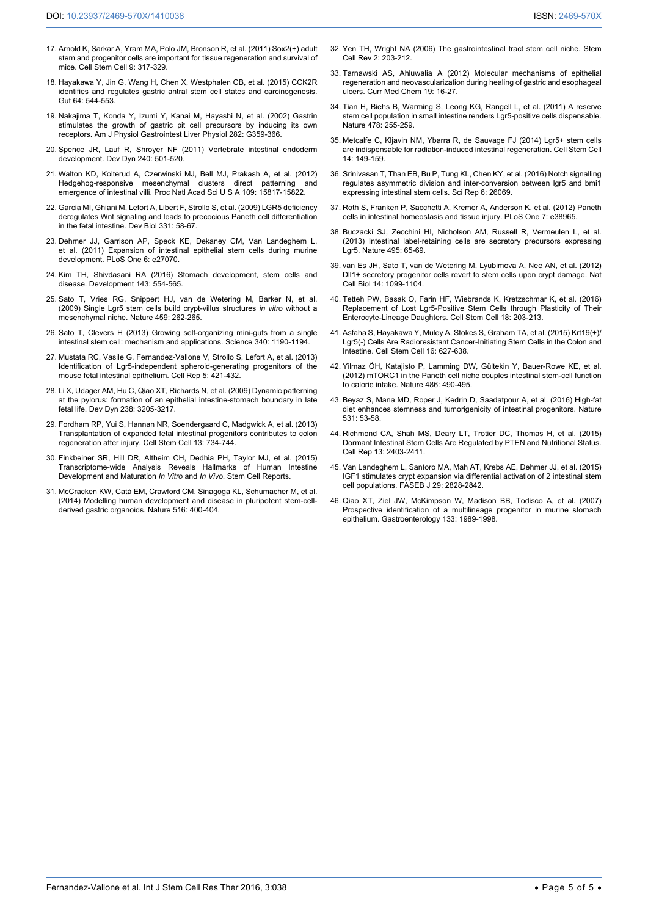17. Arnold K, Sarkar A, Yram MA, Polo JM, Bronson R, et al. (2011) Sox2(+) adult stem and progenitor cells are important for tissue regeneration and survival of mice. Cell Stem Cell 9: 317-329.

18. Hayakawa Y, Jin G, Wang H, Chen X, Westphalen CB, et al. (2015) CCK2R identifies and regulates gastric antral stem cell states and carcinogenesis. Gut 64: 544-553.

19. Nakajima T, Konda Y, Izumi Y, Kanai M, Hayashi N, et al. (2002) Gastrin stimulates the growth of gastric pit cell precursors by inducing its own receptors. Am J Physiol Gastrointest Liver Physiol 282: G359-366.

20. Spence JR, Lauf R, Shroyer NF (2011) Vertebrate intestinal endoderm development. Dev Dyn 240: 501-520.

21. Walton KD, Kolterud A, Czerwinski MJ, Bell MJ, Prakash A, et al. (2012) Hedgehog-responsive mesenchymal clusters direct patterning and emergence of intestinal villi. Proc Natl Acad Sci U S A 109: 15817-15822.

22. Garcia MI, Ghiani M, Lefort A, Libert F, Strollo S, et al. (2009) LGR5 deficiency deregulates Wnt signaling and leads to precocious Paneth cell differentiation in the fetal intestine. Dev Biol 331: 58-67.

23. Dehmer JJ, Garrison AP, Speck KE, Dekaney CM, Van Landeghem L, et al. (2011) Expansion of intestinal epithelial stem cells during murine development. PLoS One 6: e27070.

24. Kim TH, Shivdasani RA (2016) Stomach development, stem cells and disease. Development 143: 554-565.

25. Sato T, Vries RG, Snippert HJ, van de Wetering M, Barker N, et al. (2009) Single Lgr5 stem cells build crypt-villus structures *in vitro* without a mesenchymal niche. Nature 459: 262-265.

26. Sato T, Clevers H (2013) Growing self-organizing mini-guts from a single intestinal stem cell: mechanism and applications. Science 340: 1190-1194.

27. Mustata RC, Vasile G, Fernandez-Vallone V, Strollo S, Lefort A, et al. (2013) Identification of Lgr5-independent spheroid-generating progenitors of the mouse fetal intestinal epithelium. Cell Rep 5: 421-432.

28. Li X, Udager AM, Hu C, Qiao XT, Richards N, et al. (2009) Dynamic patterning at the pylorus: formation of an epithelial intestine-stomach boundary in late fetal life. Dev Dyn 238: 3205-3217.

29. Fordham RP, Yui S, Hannan NR, Soendergaard C, Madgwick A, et al. (2013) Transplantation of expanded fetal intestinal progenitors contributes to colon regeneration after injury. Cell Stem Cell 13: 734-744.

30. Finkbeiner SR, Hill DR, Altheim CH, Dedhia PH, Taylor MJ, et al. (2015) Transcriptome-wide Analysis Reveals Hallmarks of Human Intestine Development and Maturation *In Vitro* and *In Vivo*. Stem Cell Reports.

31. McCracken KW, Catá EM, Crawford CM, Sinagoga KL, Schumacher M, et al. (2014) Modelling human development and disease in pluripotent stem-cell-derived gastric organoids. Nature 516: 400-404.

32. Yen TH, Wright NA (2006) The gastrointestinal tract stem cell niche. Stem Cell Rev 2: 203-212.

33. Tarnawski AS, Ahluwalia A (2012) Molecular mechanisms of epithelial regeneration and neovascularization during healing of gastric and esophageal ulcers. Curr Med Chem 19: 16-27.

34. Tian H, Biehs B, Warming S, Leong KG, Rangell L, et al. (2011) A reserve stem cell population in small intestine renders Lgr5-positive cells dispensable. Nature 478: 255-259.

35. Metcalfe C, Kljavin NM, Ybarra R, de Sauvage FJ (2014) Lgr5+ stem cells are indispensable for radiation-induced intestinal regeneration. Cell Stem Cell 14: 149-159.

36. Srinivasan T, Than EB, Bu P, Tung KL, Chen KY, et al. (2016) Notch signalling regulates asymmetric division and inter-conversion between lgr5 and bmi1 expressing intestinal stem cells. Sci Rep 6: 26069.

37. Roth S, Franken P, Sacchetti A, Kremer A, Anderson K, et al. (2012) Paneth cells in intestinal homeostasis and tissue injury. PLoS One 7: e38965.

38. Buczacki SJ, Zecchini HI, Nicholson AM, Russell R, Vermeulen L, et al. (2013) Intestinal label-retaining cells are secretory precursors expressing Lgr5. Nature 495: 65-69.

39. van Es JH, Sato T, van de Wetering M, Lyubimova A, Nee AN, et al. (2012) Dll1+ secretory progenitor cells revert to stem cells upon crypt damage. Nat Cell Biol 14: 1099-1104.

40. Tetteh PW, Basak O, Farin HF, Wiebrands K, Kretzschmar K, et al. (2016) Replacement of Lost Lgr5-Positive Stem Cells through Plasticity of Their Enterocyte-Lineage Daughters. Cell Stem Cell 18: 203-213.

41. Asfaha S, Hayakawa Y, Muley A, Stokes S, Graham TA, et al. (2015) Krt19(+)/Lgr5(-) Cells Are Radioresistant Cancer-Initiating Stem Cells in the Colon and Intestine. Cell Stem Cell 16: 627-638.

42. Yilmaz ÖH, Katajisto P, Lamming DW, Gültekin Y, Bauer-Rowe KE, et al. (2012) mTORC1 in the Paneth cell niche couples intestinal stem-cell function to calorie intake. Nature 486: 490-495.

43. Beyaz S, Mana MD, Roper J, Kedrin D, Saadatpour A, et al. (2016) High-fat diet enhances stemness and tumorigenicity of intestinal progenitors. Nature 531: 53-58.

44. Richmond CA, Shah MS, Deary LT, Trotier DC, Thomas H, et al. (2015) Dormant Intestinal Stem Cells Are Regulated by PTEN and Nutritional Status. Cell Rep 13: 2403-2411.

45. Van Landeghem L, Santoro MA, Mah AT, Krebs AE, Dehmer JJ, et al. (2015) IGF1 stimulates crypt expansion via differential activation of 2 intestinal stem cell populations. FASEB J 29: 2828-2842.

46. Qiao XT, Ziel JW, McKimpson W, Madison BB, Todisco A, et al. (2007) Prospective identification of a multilineage progenitor in murine stomach epithelium. Gastroenterology 133: 1989-1998.